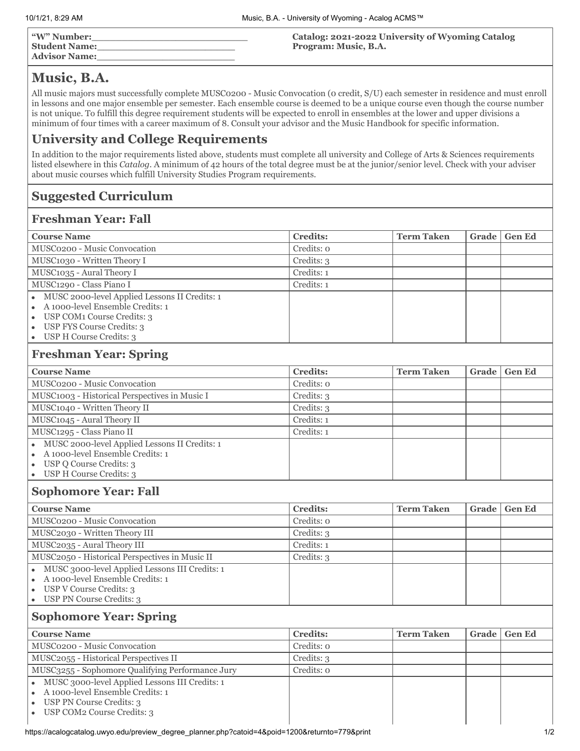**"W" Number:**___________________________
**Student Name:**_________________________
**Advisor Name:**_________________________

**Catalog: 2021-2022 University of Wyoming Catalog**
**Program: Music, B.A.**

# Music, B.A.

All music majors must successfully complete MUSC0200 - Music Convocation (0 credit, S/U) each semester in residence and must enroll in lessons and one major ensemble per semester. Each ensemble course is deemed to be a unique course even though the course number is not unique. To fulfill this degree requirement students will be expected to enroll in ensembles at the lower and upper divisions a minimum of four times with a career maximum of 8. Consult your advisor and the Music Handbook for specific information.

## University and College Requirements

In addition to the major requirements listed above, students must complete all university and College of Arts & Sciences requirements listed elsewhere in this *Catalog*. A minimum of 42 hours of the total degree must be at the junior/senior level. Check with your adviser about music courses which fulfill University Studies Program requirements.

## Suggested Curriculum

### Freshman Year: Fall

| Course Name | Credits: | Term Taken | Grade | Gen Ed |
|---|---|---|---|---|
| MUSC0200 - Music Convocation | Credits: 0 | | | |
| MUSC1030 - Written Theory I | Credits: 3 | | | |
| MUSC1035 - Aural Theory I | Credits: 1 | | | |
| MUSC1290 - Class Piano I | Credits: 1 | | | |
| • MUSC 2000-level Applied Lessons II Credits: 1<br>• A 1000-level Ensemble Credits: 1<br>• USP COM1 Course Credits: 3<br>• USP FYS Course Credits: 3<br>• USP H Course Credits: 3 | | | | |

### Freshman Year: Spring

| Course Name | Credits: | Term Taken | Grade | Gen Ed |
|---|---|---|---|---|
| MUSC0200 - Music Convocation | Credits: 0 | | | |
| MUSC1003 - Historical Perspectives in Music I | Credits: 3 | | | |
| MUSC1040 - Written Theory II | Credits: 3 | | | |
| MUSC1045 - Aural Theory II | Credits: 1 | | | |
| MUSC1295 - Class Piano II | Credits: 1 | | | |
| • MUSC 2000-level Applied Lessons II Credits: 1<br>• A 1000-level Ensemble Credits: 1<br>• USP Q Course Credits: 3<br>• USP H Course Credits: 3 | | | | |

### Sophomore Year: Fall

| Course Name | Credits: | Term Taken | Grade | Gen Ed |
|---|---|---|---|---|
| MUSC0200 - Music Convocation | Credits: 0 | | | |
| MUSC2030 - Written Theory III | Credits: 3 | | | |
| MUSC2035 - Aural Theory III | Credits: 1 | | | |
| MUSC2050 - Historical Perspectives in Music II | Credits: 3 | | | |
| • MUSC 3000-level Applied Lessons III Credits: 1<br>• A 1000-level Ensemble Credits: 1<br>• USP V Course Credits: 3<br>• USP PN Course Credits: 3 | | | | |

### Sophomore Year: Spring

| Course Name | Credits: | Term Taken | Grade | Gen Ed |
|---|---|---|---|---|
| MUSC0200 - Music Convocation | Credits: 0 | | | |
| MUSC2055 - Historical Perspectives II | Credits: 3 | | | |
| MUSC3255 - Sophomore Qualifying Performance Jury | Credits: 0 | | | |
| • MUSC 3000-level Applied Lessons III Credits: 1<br>• A 1000-level Ensemble Credits: 1<br>• USP PN Course Credits: 3<br>• USP COM2 Course Credits: 3 | | | | |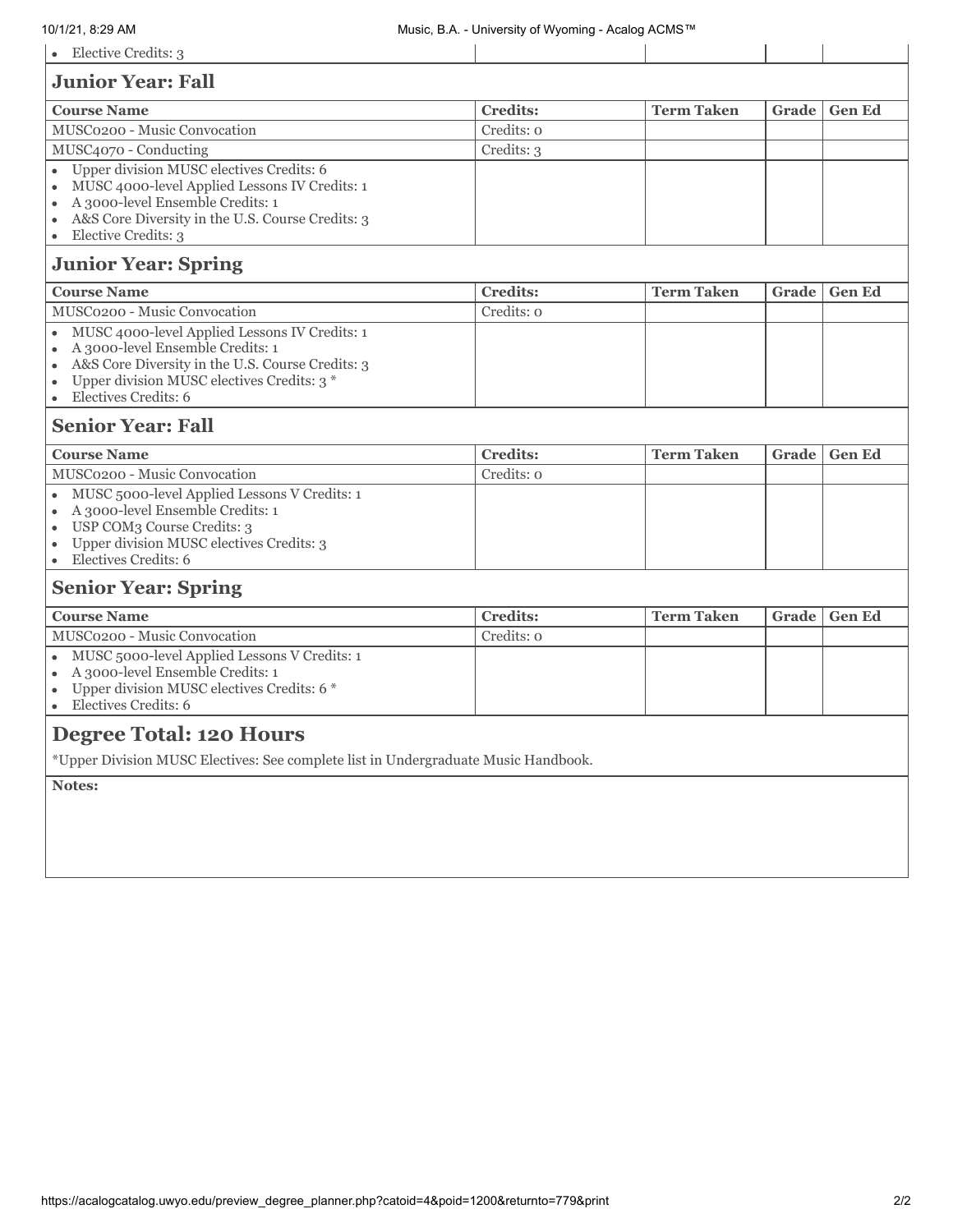| Course Name | Credits: | Term Taken | Grade | Gen Ed |
|---|---|---|---|---|
| • Elective Credits: 3 | | | | |

### Junior Year: Fall

| Course Name | Credits: | Term Taken | Grade | Gen Ed |
|---|---|---|---|---|
| MUSC0200 - Music Convocation | Credits: 0 | | | |
| MUSC4070 - Conducting | Credits: 3 | | | |
| • Upper division MUSC electives Credits: 6<br>• MUSC 4000-level Applied Lessons IV Credits: 1<br>• A 3000-level Ensemble Credits: 1<br>• A&S Core Diversity in the U.S. Course Credits: 3<br>• Elective Credits: 3 | | | | |

### Junior Year: Spring

| Course Name | Credits: | Term Taken | Grade | Gen Ed |
|---|---|---|---|---|
| MUSC0200 - Music Convocation | Credits: 0 | | | |
| • MUSC 4000-level Applied Lessons IV Credits: 1<br>• A 3000-level Ensemble Credits: 1<br>• A&S Core Diversity in the U.S. Course Credits: 3<br>• Upper division MUSC electives Credits: 3 *<br>• Electives Credits: 6 | | | | |

### Senior Year: Fall

| Course Name | Credits: | Term Taken | Grade | Gen Ed |
|---|---|---|---|---|
| MUSC0200 - Music Convocation | Credits: 0 | | | |
| • MUSC 5000-level Applied Lessons V Credits: 1<br>• A 3000-level Ensemble Credits: 1<br>• USP COM3 Course Credits: 3<br>• Upper division MUSC electives Credits: 3<br>• Electives Credits: 6 | | | | |

### Senior Year: Spring

| Course Name | Credits: | Term Taken | Grade | Gen Ed |
|---|---|---|---|---|
| MUSC0200 - Music Convocation | Credits: 0 | | | |
| • MUSC 5000-level Applied Lessons V Credits: 1<br>• A 3000-level Ensemble Credits: 1<br>• Upper division MUSC electives Credits: 6 *<br>• Electives Credits: 6 | | | | |

## Degree Total: 120 Hours

*Upper Division MUSC Electives: See complete list in Undergraduate Music Handbook.

**Notes:**